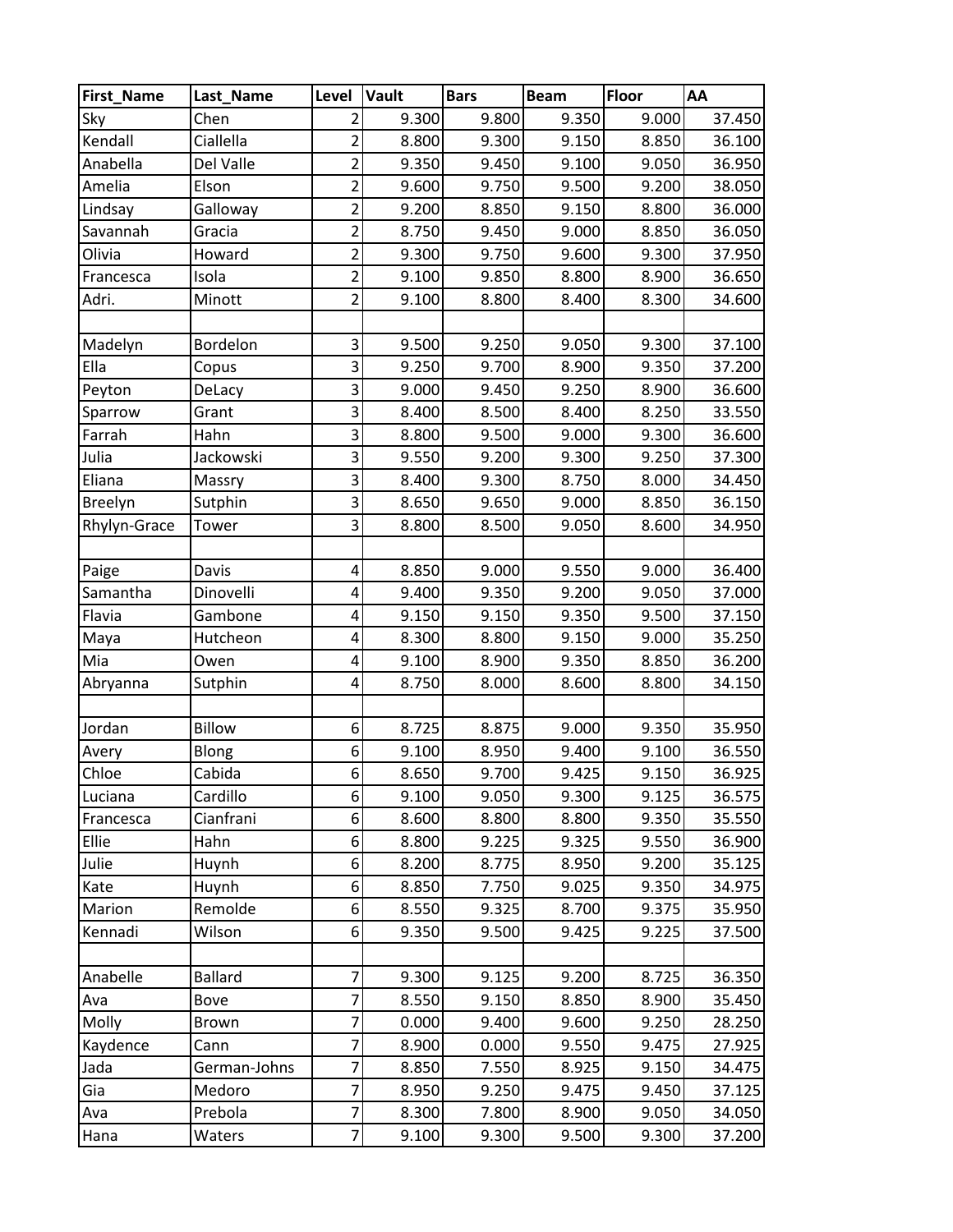| First_Name | Last_Name | Level | Vault | Bars | Beam | Floor | AA |
|---|---|---|---|---|---|---|---|
| Sky | Chen | 2 | 9.300 | 9.800 | 9.350 | 9.000 | 37.450 |
| Kendall | Ciallella | 2 | 8.800 | 9.300 | 9.150 | 8.850 | 36.100 |
| Anabella | Del Valle | 2 | 9.350 | 9.450 | 9.100 | 9.050 | 36.950 |
| Amelia | Elson | 2 | 9.600 | 9.750 | 9.500 | 9.200 | 38.050 |
| Lindsay | Galloway | 2 | 9.200 | 8.850 | 9.150 | 8.800 | 36.000 |
| Savannah | Gracia | 2 | 8.750 | 9.450 | 9.000 | 8.850 | 36.050 |
| Olivia | Howard | 2 | 9.300 | 9.750 | 9.600 | 9.300 | 37.950 |
| Francesca | Isola | 2 | 9.100 | 9.850 | 8.800 | 8.900 | 36.650 |
| Adri. | Minott | 2 | 9.100 | 8.800 | 8.400 | 8.300 | 34.600 |
| | | | | | | | |
| Madelyn | Bordelon | 3 | 9.500 | 9.250 | 9.050 | 9.300 | 37.100 |
| Ella | Copus | 3 | 9.250 | 9.700 | 8.900 | 9.350 | 37.200 |
| Peyton | DeLacy | 3 | 9.000 | 9.450 | 9.250 | 8.900 | 36.600 |
| Sparrow | Grant | 3 | 8.400 | 8.500 | 8.400 | 8.250 | 33.550 |
| Farrah | Hahn | 3 | 8.800 | 9.500 | 9.000 | 9.300 | 36.600 |
| Julia | Jackowski | 3 | 9.550 | 9.200 | 9.300 | 9.250 | 37.300 |
| Eliana | Massry | 3 | 8.400 | 9.300 | 8.750 | 8.000 | 34.450 |
| Breelyn | Sutphin | 3 | 8.650 | 9.650 | 9.000 | 8.850 | 36.150 |
| Rhylyn-Grace | Tower | 3 | 8.800 | 8.500 | 9.050 | 8.600 | 34.950 |
| | | | | | | | |
| Paige | Davis | 4 | 8.850 | 9.000 | 9.550 | 9.000 | 36.400 |
| Samantha | Dinovelli | 4 | 9.400 | 9.350 | 9.200 | 9.050 | 37.000 |
| Flavia | Gambone | 4 | 9.150 | 9.150 | 9.350 | 9.500 | 37.150 |
| Maya | Hutcheon | 4 | 8.300 | 8.800 | 9.150 | 9.000 | 35.250 |
| Mia | Owen | 4 | 9.100 | 8.900 | 9.350 | 8.850 | 36.200 |
| Abryanna | Sutphin | 4 | 8.750 | 8.000 | 8.600 | 8.800 | 34.150 |
| | | | | | | | |
| Jordan | Billow | 6 | 8.725 | 8.875 | 9.000 | 9.350 | 35.950 |
| Avery | Blong | 6 | 9.100 | 8.950 | 9.400 | 9.100 | 36.550 |
| Chloe | Cabida | 6 | 8.650 | 9.700 | 9.425 | 9.150 | 36.925 |
| Luciana | Cardillo | 6 | 9.100 | 9.050 | 9.300 | 9.125 | 36.575 |
| Francesca | Cianfrani | 6 | 8.600 | 8.800 | 8.800 | 9.350 | 35.550 |
| Ellie | Hahn | 6 | 8.800 | 9.225 | 9.325 | 9.550 | 36.900 |
| Julie | Huynh | 6 | 8.200 | 8.775 | 8.950 | 9.200 | 35.125 |
| Kate | Huynh | 6 | 8.850 | 7.750 | 9.025 | 9.350 | 34.975 |
| Marion | Remolde | 6 | 8.550 | 9.325 | 8.700 | 9.375 | 35.950 |
| Kennadi | Wilson | 6 | 9.350 | 9.500 | 9.425 | 9.225 | 37.500 |
| | | | | | | | |
| Anabelle | Ballard | 7 | 9.300 | 9.125 | 9.200 | 8.725 | 36.350 |
| Ava | Bove | 7 | 8.550 | 9.150 | 8.850 | 8.900 | 35.450 |
| Molly | Brown | 7 | 0.000 | 9.400 | 9.600 | 9.250 | 28.250 |
| Kaydence | Cann | 7 | 8.900 | 0.000 | 9.550 | 9.475 | 27.925 |
| Jada | German-Johns | 7 | 8.850 | 7.550 | 8.925 | 9.150 | 34.475 |
| Gia | Medoro | 7 | 8.950 | 9.250 | 9.475 | 9.450 | 37.125 |
| Ava | Prebola | 7 | 8.300 | 7.800 | 8.900 | 9.050 | 34.050 |
| Hana | Waters | 7 | 9.100 | 9.300 | 9.500 | 9.300 | 37.200 |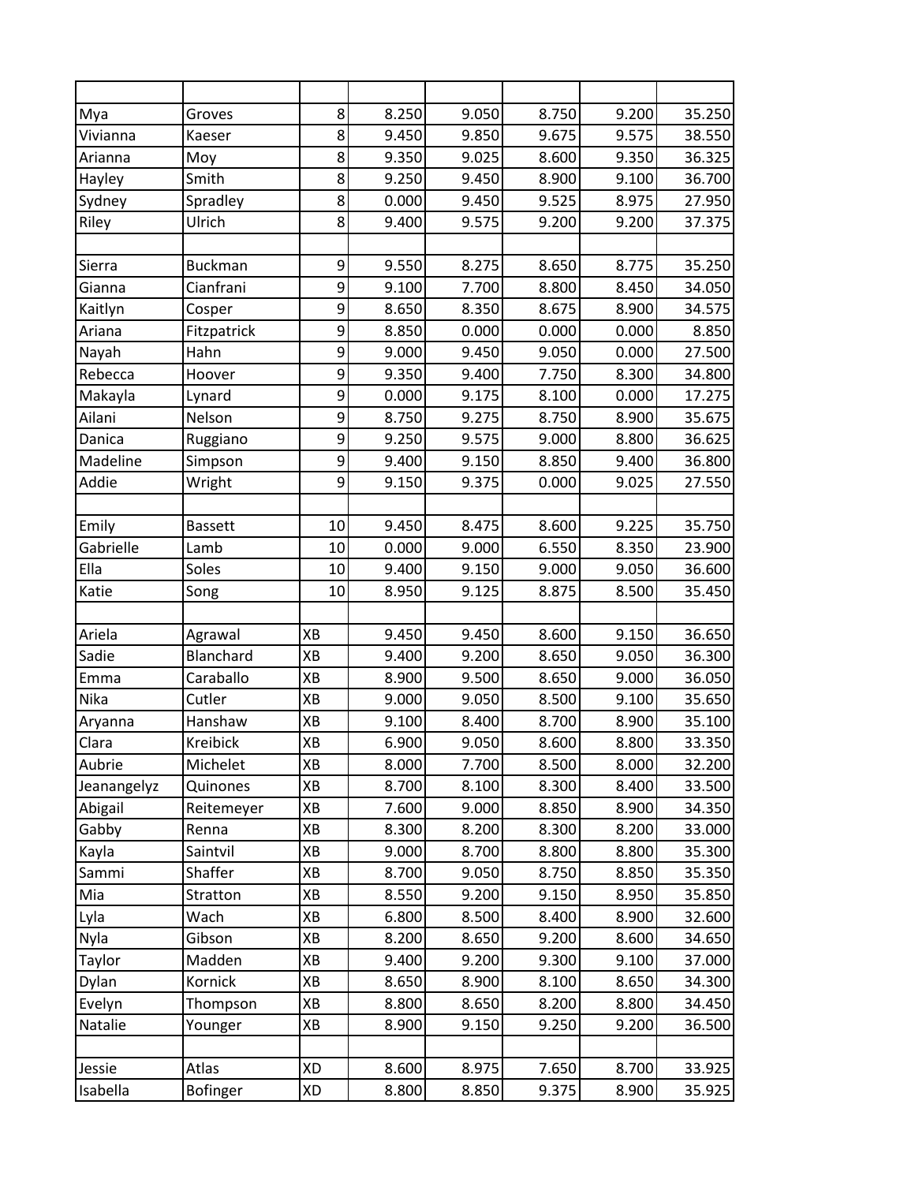| | | | | | | | |
|---|---|---|---|---|---|---|---|
| Mya | Groves | 8 | 8.250 | 9.050 | 8.750 | 9.200 | 35.250 |
| Vivianna | Kaeser | 8 | 9.450 | 9.850 | 9.675 | 9.575 | 38.550 |
| Arianna | Moy | 8 | 9.350 | 9.025 | 8.600 | 9.350 | 36.325 |
| Hayley | Smith | 8 | 9.250 | 9.450 | 8.900 | 9.100 | 36.700 |
| Sydney | Spradley | 8 | 0.000 | 9.450 | 9.525 | 8.975 | 27.950 |
| Riley | Ulrich | 8 | 9.400 | 9.575 | 9.200 | 9.200 | 37.375 |
| | | | | | | | |
| Sierra | Buckman | 9 | 9.550 | 8.275 | 8.650 | 8.775 | 35.250 |
| Gianna | Cianfrani | 9 | 9.100 | 7.700 | 8.800 | 8.450 | 34.050 |
| Kaitlyn | Cosper | 9 | 8.650 | 8.350 | 8.675 | 8.900 | 34.575 |
| Ariana | Fitzpatrick | 9 | 8.850 | 0.000 | 0.000 | 0.000 | 8.850 |
| Nayah | Hahn | 9 | 9.000 | 9.450 | 9.050 | 0.000 | 27.500 |
| Rebecca | Hoover | 9 | 9.350 | 9.400 | 7.750 | 8.300 | 34.800 |
| Makayla | Lynard | 9 | 0.000 | 9.175 | 8.100 | 0.000 | 17.275 |
| Ailani | Nelson | 9 | 8.750 | 9.275 | 8.750 | 8.900 | 35.675 |
| Danica | Ruggiano | 9 | 9.250 | 9.575 | 9.000 | 8.800 | 36.625 |
| Madeline | Simpson | 9 | 9.400 | 9.150 | 8.850 | 9.400 | 36.800 |
| Addie | Wright | 9 | 9.150 | 9.375 | 0.000 | 9.025 | 27.550 |
| | | | | | | | |
| Emily | Bassett | 10 | 9.450 | 8.475 | 8.600 | 9.225 | 35.750 |
| Gabrielle | Lamb | 10 | 0.000 | 9.000 | 6.550 | 8.350 | 23.900 |
| Ella | Soles | 10 | 9.400 | 9.150 | 9.000 | 9.050 | 36.600 |
| Katie | Song | 10 | 8.950 | 9.125 | 8.875 | 8.500 | 35.450 |
| | | | | | | | |
| Ariela | Agrawal | XB | 9.450 | 9.450 | 8.600 | 9.150 | 36.650 |
| Sadie | Blanchard | XB | 9.400 | 9.200 | 8.650 | 9.050 | 36.300 |
| Emma | Caraballo | XB | 8.900 | 9.500 | 8.650 | 9.000 | 36.050 |
| Nika | Cutler | XB | 9.000 | 9.050 | 8.500 | 9.100 | 35.650 |
| Aryanna | Hanshaw | XB | 9.100 | 8.400 | 8.700 | 8.900 | 35.100 |
| Clara | Kreibick | XB | 6.900 | 9.050 | 8.600 | 8.800 | 33.350 |
| Aubrie | Michelet | XB | 8.000 | 7.700 | 8.500 | 8.000 | 32.200 |
| Jeanangelyz | Quinones | XB | 8.700 | 8.100 | 8.300 | 8.400 | 33.500 |
| Abigail | Reitemeyer | XB | 7.600 | 9.000 | 8.850 | 8.900 | 34.350 |
| Gabby | Renna | XB | 8.300 | 8.200 | 8.300 | 8.200 | 33.000 |
| Kayla | Saintvil | XB | 9.000 | 8.700 | 8.800 | 8.800 | 35.300 |
| Sammi | Shaffer | XB | 8.700 | 9.050 | 8.750 | 8.850 | 35.350 |
| Mia | Stratton | XB | 8.550 | 9.200 | 9.150 | 8.950 | 35.850 |
| Lyla | Wach | XB | 6.800 | 8.500 | 8.400 | 8.900 | 32.600 |
| Nyla | Gibson | XB | 8.200 | 8.650 | 9.200 | 8.600 | 34.650 |
| Taylor | Madden | XB | 9.400 | 9.200 | 9.300 | 9.100 | 37.000 |
| Dylan | Kornick | XB | 8.650 | 8.900 | 8.100 | 8.650 | 34.300 |
| Evelyn | Thompson | XB | 8.800 | 8.650 | 8.200 | 8.800 | 34.450 |
| Natalie | Younger | XB | 8.900 | 9.150 | 9.250 | 9.200 | 36.500 |
| | | | | | | | |
| Jessie | Atlas | XD | 8.600 | 8.975 | 7.650 | 8.700 | 33.925 |
| Isabella | Bofinger | XD | 8.800 | 8.850 | 9.375 | 8.900 | 35.925 |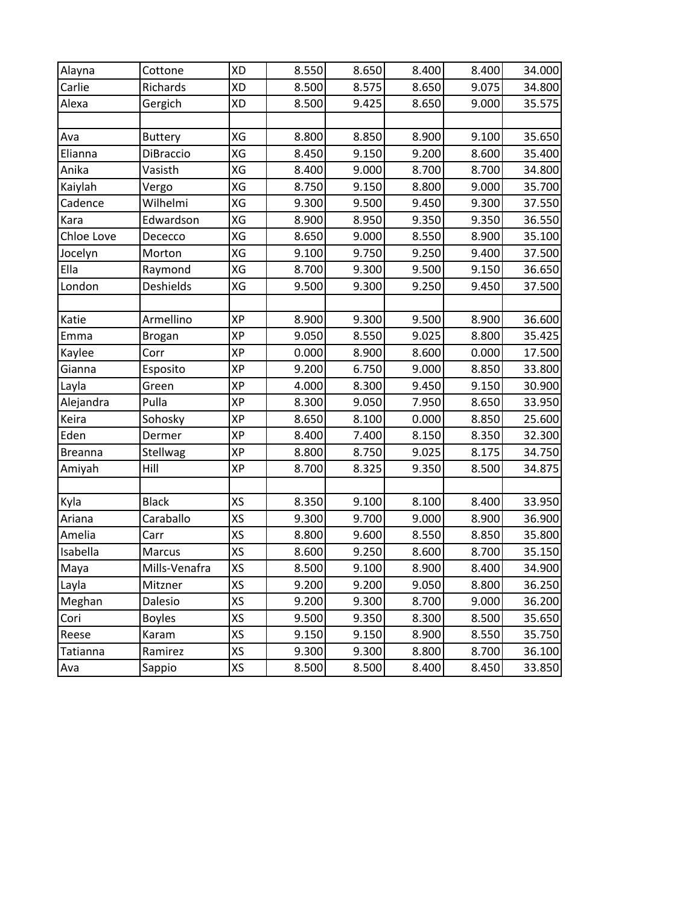| | | | | | | | |
|---|---|---|---|---|---|---|---|
| Alayna | Cottone | XD | 8.550 | 8.650 | 8.400 | 8.400 | 34.000 |
| Carlie | Richards | XD | 8.500 | 8.575 | 8.650 | 9.075 | 34.800 |
| Alexa | Gergich | XD | 8.500 | 9.425 | 8.650 | 9.000 | 35.575 |
| | | | | | | | |
| Ava | Buttery | XG | 8.800 | 8.850 | 8.900 | 9.100 | 35.650 |
| Elianna | DiBraccio | XG | 8.450 | 9.150 | 9.200 | 8.600 | 35.400 |
| Anika | Vasisth | XG | 8.400 | 9.000 | 8.700 | 8.700 | 34.800 |
| Kaiylah | Vergo | XG | 8.750 | 9.150 | 8.800 | 9.000 | 35.700 |
| Cadence | Wilhelmi | XG | 9.300 | 9.500 | 9.450 | 9.300 | 37.550 |
| Kara | Edwardson | XG | 8.900 | 8.950 | 9.350 | 9.350 | 36.550 |
| Chloe Love | Dececco | XG | 8.650 | 9.000 | 8.550 | 8.900 | 35.100 |
| Jocelyn | Morton | XG | 9.100 | 9.750 | 9.250 | 9.400 | 37.500 |
| Ella | Raymond | XG | 8.700 | 9.300 | 9.500 | 9.150 | 36.650 |
| London | Deshields | XG | 9.500 | 9.300 | 9.250 | 9.450 | 37.500 |
| | | | | | | | |
| Katie | Armellino | XP | 8.900 | 9.300 | 9.500 | 8.900 | 36.600 |
| Emma | Brogan | XP | 9.050 | 8.550 | 9.025 | 8.800 | 35.425 |
| Kaylee | Corr | XP | 0.000 | 8.900 | 8.600 | 0.000 | 17.500 |
| Gianna | Esposito | XP | 9.200 | 6.750 | 9.000 | 8.850 | 33.800 |
| Layla | Green | XP | 4.000 | 8.300 | 9.450 | 9.150 | 30.900 |
| Alejandra | Pulla | XP | 8.300 | 9.050 | 7.950 | 8.650 | 33.950 |
| Keira | Sohosky | XP | 8.650 | 8.100 | 0.000 | 8.850 | 25.600 |
| Eden | Dermer | XP | 8.400 | 7.400 | 8.150 | 8.350 | 32.300 |
| Breanna | Stellwag | XP | 8.800 | 8.750 | 9.025 | 8.175 | 34.750 |
| Amiyah | Hill | XP | 8.700 | 8.325 | 9.350 | 8.500 | 34.875 |
| | | | | | | | |
| Kyla | Black | XS | 8.350 | 9.100 | 8.100 | 8.400 | 33.950 |
| Ariana | Caraballo | XS | 9.300 | 9.700 | 9.000 | 8.900 | 36.900 |
| Amelia | Carr | XS | 8.800 | 9.600 | 8.550 | 8.850 | 35.800 |
| Isabella | Marcus | XS | 8.600 | 9.250 | 8.600 | 8.700 | 35.150 |
| Maya | Mills-Venafra | XS | 8.500 | 9.100 | 8.900 | 8.400 | 34.900 |
| Layla | Mitzner | XS | 9.200 | 9.200 | 9.050 | 8.800 | 36.250 |
| Meghan | Dalesio | XS | 9.200 | 9.300 | 8.700 | 9.000 | 36.200 |
| Cori | Boyles | XS | 9.500 | 9.350 | 8.300 | 8.500 | 35.650 |
| Reese | Karam | XS | 9.150 | 9.150 | 8.900 | 8.550 | 35.750 |
| Tatianna | Ramirez | XS | 9.300 | 9.300 | 8.800 | 8.700 | 36.100 |
| Ava | Sappio | XS | 8.500 | 8.500 | 8.400 | 8.450 | 33.850 |